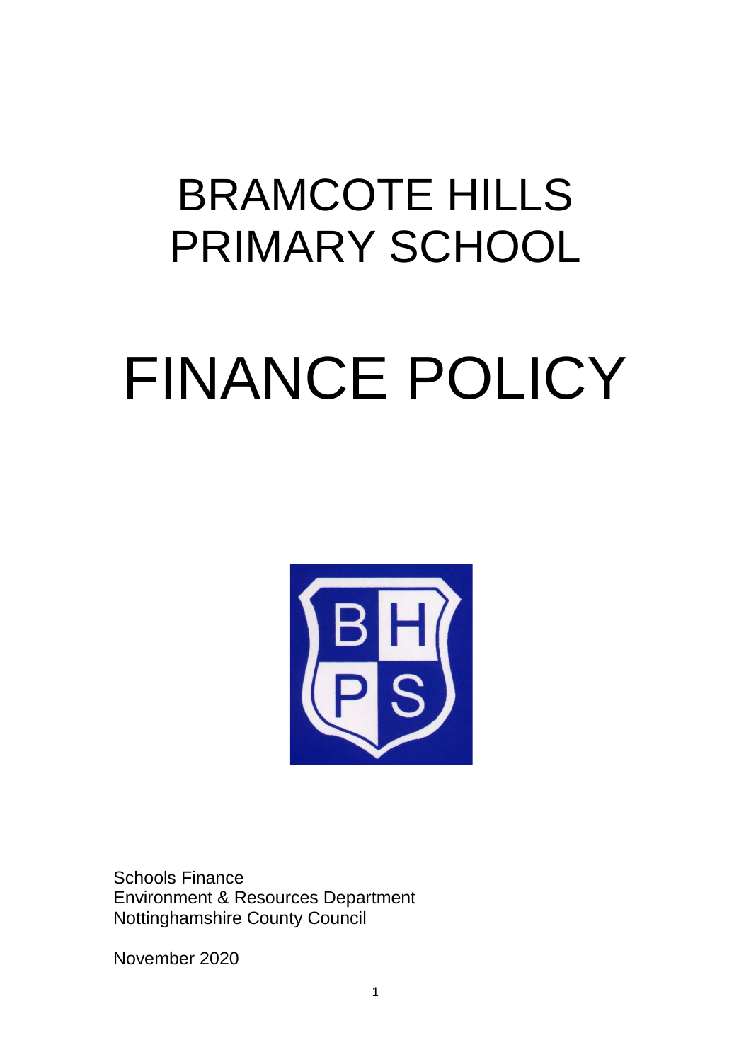# BRAMCOTE HILLS PRIMARY SCHOOL

# FINANCE POLICY

Schools Finance
Environment & Resources Department
Nottinghamshire County Council

November 2020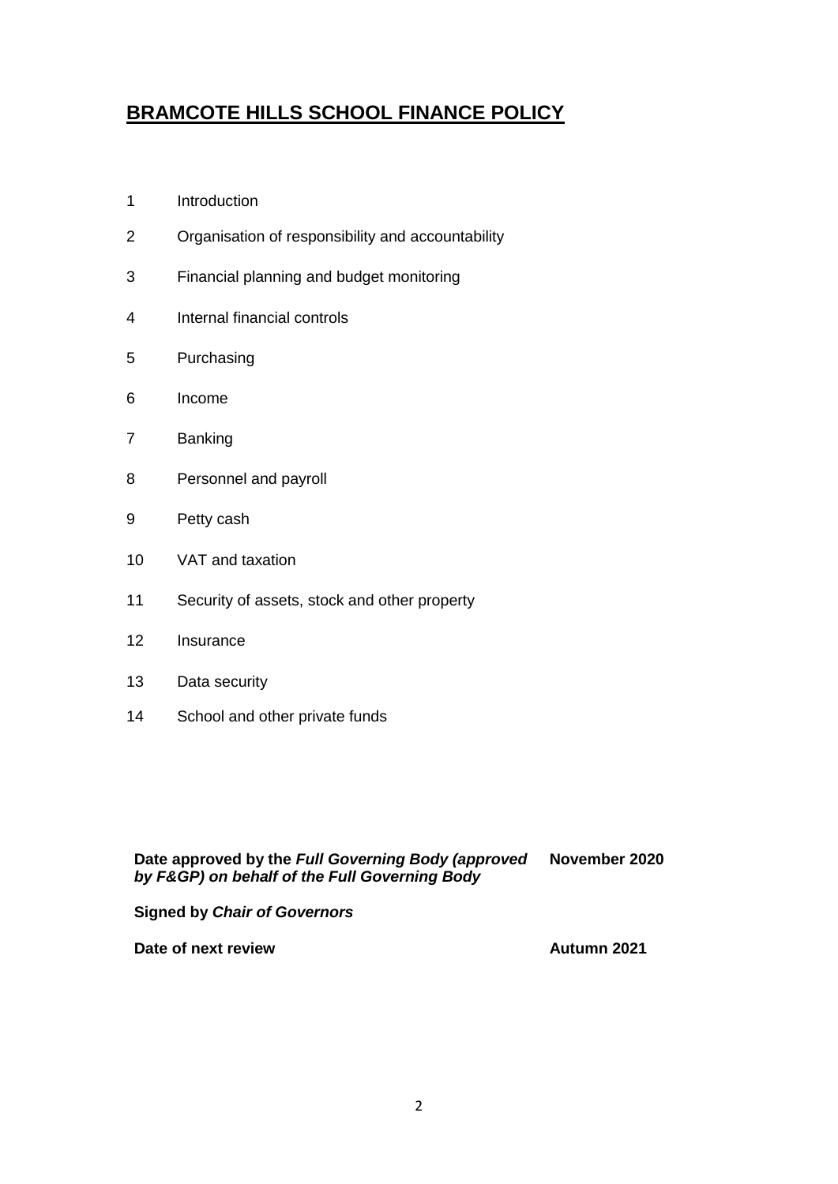# BRAMCOTE HILLS SCHOOL FINANCE POLICY

1 Introduction

2 Organisation of responsibility and accountability

3 Financial planning and budget monitoring

4 Internal financial controls

5 Purchasing

6 Income

7 Banking

8 Personnel and payroll

9 Petty cash

10 VAT and taxation

11 Security of assets, stock and other property

12 Insurance

13 Data security

14 School and other private funds

| | |
|---|---|
| **Date approved by the *Full Governing Body (approved by F&GP) on behalf of the Full Governing Body*** | **November 2020** |
| **Signed by *Chair of Governors*** | |
| **Date of next review** | **Autumn 2021** |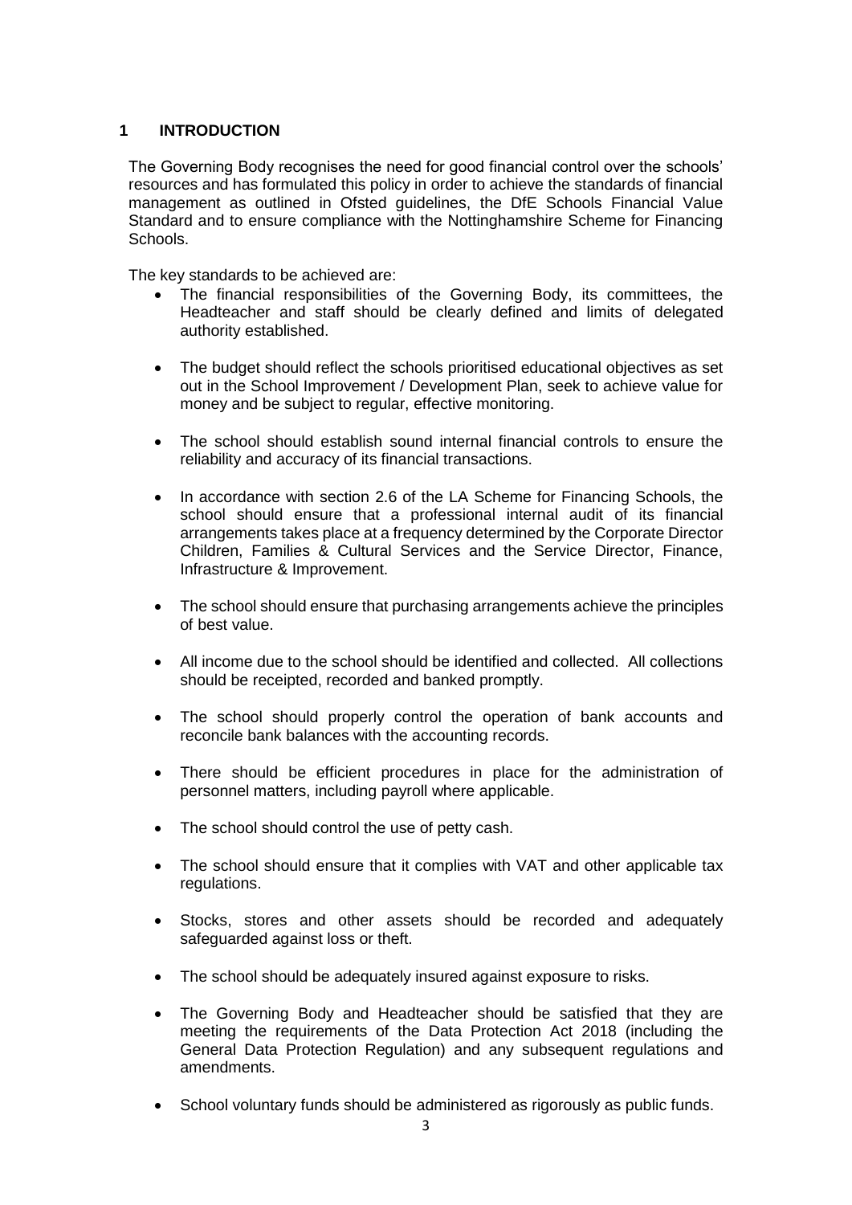## 1 INTRODUCTION

The Governing Body recognises the need for good financial control over the schools' resources and has formulated this policy in order to achieve the standards of financial management as outlined in Ofsted guidelines, the DfE Schools Financial Value Standard and to ensure compliance with the Nottinghamshire Scheme for Financing Schools.

The key standards to be achieved are:

- The financial responsibilities of the Governing Body, its committees, the Headteacher and staff should be clearly defined and limits of delegated authority established.
- The budget should reflect the schools prioritised educational objectives as set out in the School Improvement / Development Plan, seek to achieve value for money and be subject to regular, effective monitoring.
- The school should establish sound internal financial controls to ensure the reliability and accuracy of its financial transactions.
- In accordance with section 2.6 of the LA Scheme for Financing Schools, the school should ensure that a professional internal audit of its financial arrangements takes place at a frequency determined by the Corporate Director Children, Families & Cultural Services and the Service Director, Finance, Infrastructure & Improvement.
- The school should ensure that purchasing arrangements achieve the principles of best value.
- All income due to the school should be identified and collected. All collections should be receipted, recorded and banked promptly.
- The school should properly control the operation of bank accounts and reconcile bank balances with the accounting records.
- There should be efficient procedures in place for the administration of personnel matters, including payroll where applicable.
- The school should control the use of petty cash.
- The school should ensure that it complies with VAT and other applicable tax regulations.
- Stocks, stores and other assets should be recorded and adequately safeguarded against loss or theft.
- The school should be adequately insured against exposure to risks.
- The Governing Body and Headteacher should be satisfied that they are meeting the requirements of the Data Protection Act 2018 (including the General Data Protection Regulation) and any subsequent regulations and amendments.
- School voluntary funds should be administered as rigorously as public funds.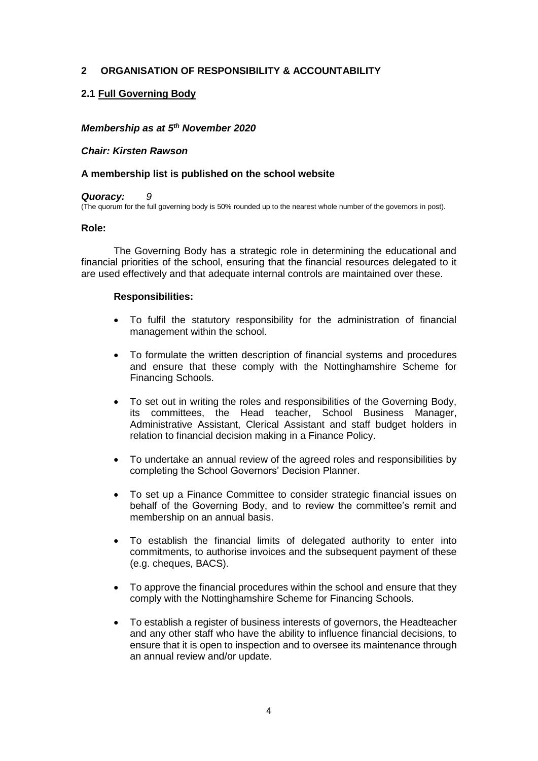## 2 ORGANISATION OF RESPONSIBILITY & ACCOUNTABILITY

### 2.1 Full Governing Body

***Membership as at 5th November 2020***

***Chair: Kirsten Rawson***

**A membership list is published on the school website**

***Quoracy:*** *9*

(The quorum for the full governing body is 50% rounded up to the nearest whole number of the governors in post).

**Role:**

The Governing Body has a strategic role in determining the educational and financial priorities of the school, ensuring that the financial resources delegated to it are used effectively and that adequate internal controls are maintained over these.

**Responsibilities:**

- To fulfil the statutory responsibility for the administration of financial management within the school.
- To formulate the written description of financial systems and procedures and ensure that these comply with the Nottinghamshire Scheme for Financing Schools.
- To set out in writing the roles and responsibilities of the Governing Body, its committees, the Head teacher, School Business Manager, Administrative Assistant, Clerical Assistant and staff budget holders in relation to financial decision making in a Finance Policy.
- To undertake an annual review of the agreed roles and responsibilities by completing the School Governors' Decision Planner.
- To set up a Finance Committee to consider strategic financial issues on behalf of the Governing Body, and to review the committee's remit and membership on an annual basis.
- To establish the financial limits of delegated authority to enter into commitments, to authorise invoices and the subsequent payment of these (e.g. cheques, BACS).
- To approve the financial procedures within the school and ensure that they comply with the Nottinghamshire Scheme for Financing Schools.
- To establish a register of business interests of governors, the Headteacher and any other staff who have the ability to influence financial decisions, to ensure that it is open to inspection and to oversee its maintenance through an annual review and/or update.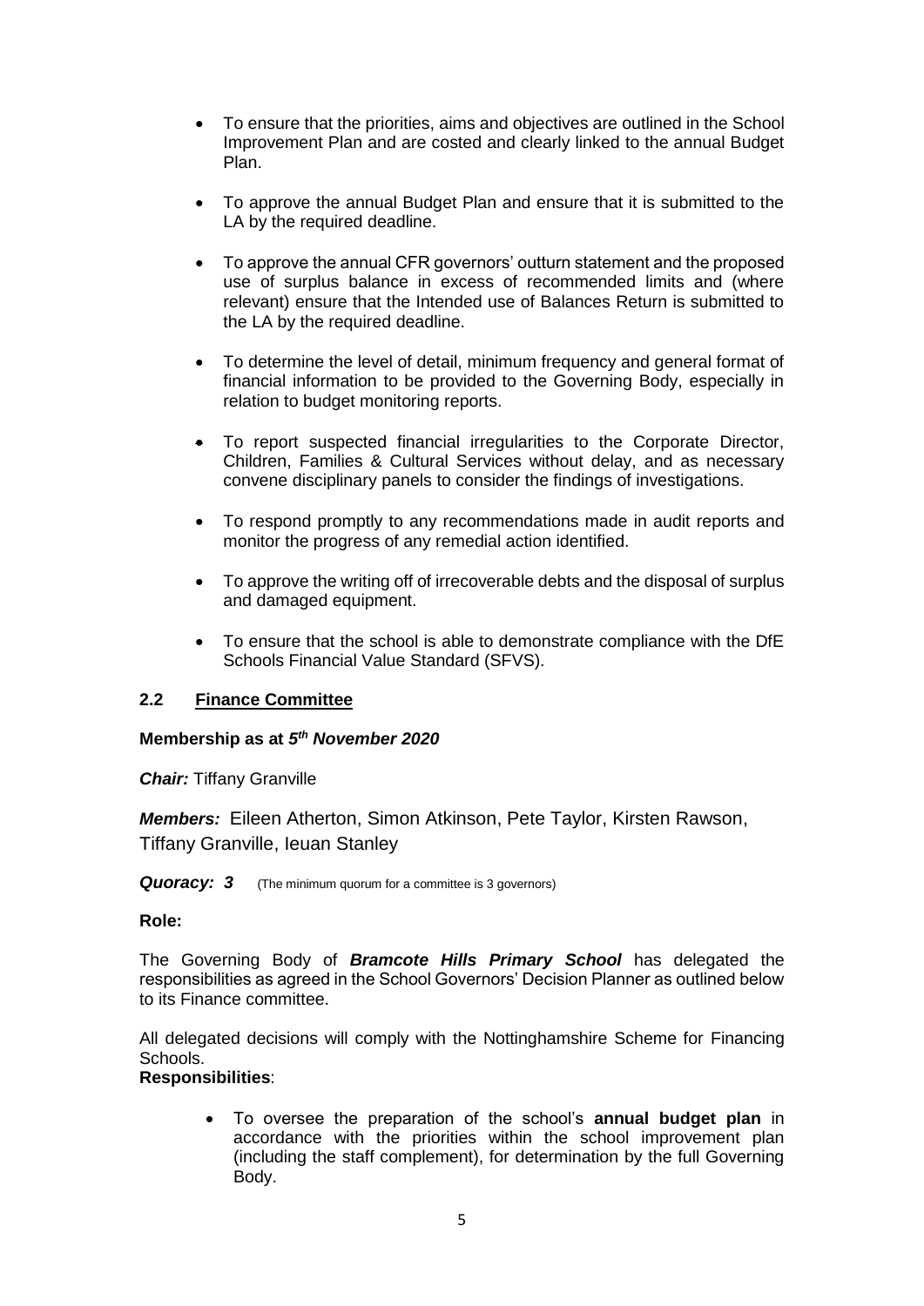- To ensure that the priorities, aims and objectives are outlined in the School Improvement Plan and are costed and clearly linked to the annual Budget Plan.

- To approve the annual Budget Plan and ensure that it is submitted to the LA by the required deadline.

- To approve the annual CFR governors' outturn statement and the proposed use of surplus balance in excess of recommended limits and (where relevant) ensure that the Intended use of Balances Return is submitted to the LA by the required deadline.

- To determine the level of detail, minimum frequency and general format of financial information to be provided to the Governing Body, especially in relation to budget monitoring reports.

- To report suspected financial irregularities to the Corporate Director, Children, Families & Cultural Services without delay, and as necessary convene disciplinary panels to consider the findings of investigations.

- To respond promptly to any recommendations made in audit reports and monitor the progress of any remedial action identified.

- To approve the writing off of irrecoverable debts and the disposal of surplus and damaged equipment.

- To ensure that the school is able to demonstrate compliance with the DfE Schools Financial Value Standard (SFVS).

## 2.2 Finance Committee

**Membership as at *5th November 2020***

***Chair:*** Tiffany Granville

***Members:*** Eileen Atherton, Simon Atkinson, Pete Taylor, Kirsten Rawson, Tiffany Granville, Ieuan Stanley

***Quoracy: 3*** (The minimum quorum for a committee is 3 governors)

**Role:**

The Governing Body of ***Bramcote Hills Primary School*** has delegated the responsibilities as agreed in the School Governors' Decision Planner as outlined below to its Finance committee.

All delegated decisions will comply with the Nottinghamshire Scheme for Financing Schools.

**Responsibilities**:

- To oversee the preparation of the school's **annual budget plan** in accordance with the priorities within the school improvement plan (including the staff complement), for determination by the full Governing Body.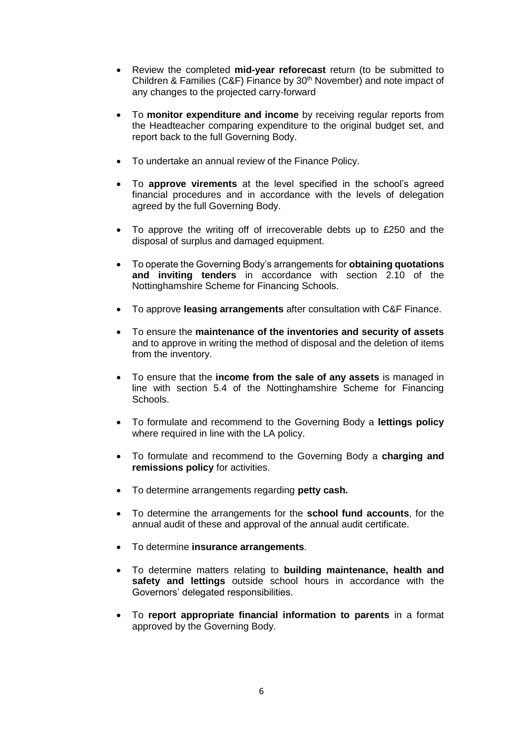- Review the completed **mid-year reforecast** return (to be submitted to Children & Families (C&F) Finance by 30th November) and note impact of any changes to the projected carry-forward

- To **monitor expenditure and income** by receiving regular reports from the Headteacher comparing expenditure to the original budget set, and report back to the full Governing Body.

- To undertake an annual review of the Finance Policy.

- To **approve virements** at the level specified in the school's agreed financial procedures and in accordance with the levels of delegation agreed by the full Governing Body.

- To approve the writing off of irrecoverable debts up to £250 and the disposal of surplus and damaged equipment.

- To operate the Governing Body's arrangements for **obtaining quotations and inviting tenders** in accordance with section 2.10 of the Nottinghamshire Scheme for Financing Schools.

- To approve **leasing arrangements** after consultation with C&F Finance.

- To ensure the **maintenance of the inventories and security of assets** and to approve in writing the method of disposal and the deletion of items from the inventory.

- To ensure that the **income from the sale of any assets** is managed in line with section 5.4 of the Nottinghamshire Scheme for Financing Schools.

- To formulate and recommend to the Governing Body a **lettings policy** where required in line with the LA policy.

- To formulate and recommend to the Governing Body a **charging and remissions policy** for activities.

- To determine arrangements regarding **petty cash.**

- To determine the arrangements for the **school fund accounts**, for the annual audit of these and approval of the annual audit certificate.

- To determine **insurance arrangements**.

- To determine matters relating to **building maintenance, health and safety and lettings** outside school hours in accordance with the Governors' delegated responsibilities.

- To **report appropriate financial information to parents** in a format approved by the Governing Body.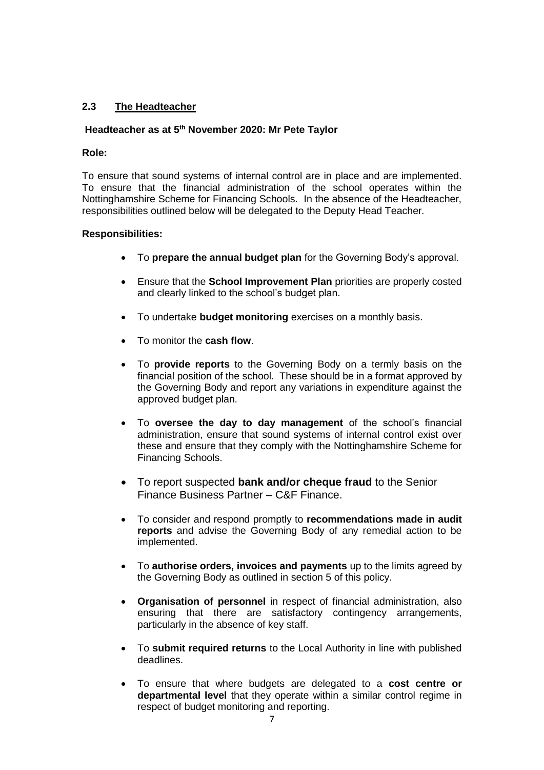### 2.3 The Headteacher

**Headteacher as at 5th November 2020: Mr Pete Taylor**

**Role:**

To ensure that sound systems of internal control are in place and are implemented. To ensure that the financial administration of the school operates within the Nottinghamshire Scheme for Financing Schools. In the absence of the Headteacher, responsibilities outlined below will be delegated to the Deputy Head Teacher.

**Responsibilities:**

- To **prepare the annual budget plan** for the Governing Body's approval.
- Ensure that the **School Improvement Plan** priorities are properly costed and clearly linked to the school's budget plan.
- To undertake **budget monitoring** exercises on a monthly basis.
- To monitor the **cash flow**.
- To **provide reports** to the Governing Body on a termly basis on the financial position of the school. These should be in a format approved by the Governing Body and report any variations in expenditure against the approved budget plan.
- To **oversee the day to day management** of the school's financial administration, ensure that sound systems of internal control exist over these and ensure that they comply with the Nottinghamshire Scheme for Financing Schools.
- To report suspected **bank and/or cheque fraud** to the Senior Finance Business Partner – C&F Finance.
- To consider and respond promptly to **recommendations made in audit reports** and advise the Governing Body of any remedial action to be implemented.
- To **authorise orders, invoices and payments** up to the limits agreed by the Governing Body as outlined in section 5 of this policy.
- **Organisation of personnel** in respect of financial administration, also ensuring that there are satisfactory contingency arrangements, particularly in the absence of key staff.
- To **submit required returns** to the Local Authority in line with published deadlines.
- To ensure that where budgets are delegated to a **cost centre or departmental level** that they operate within a similar control regime in respect of budget monitoring and reporting.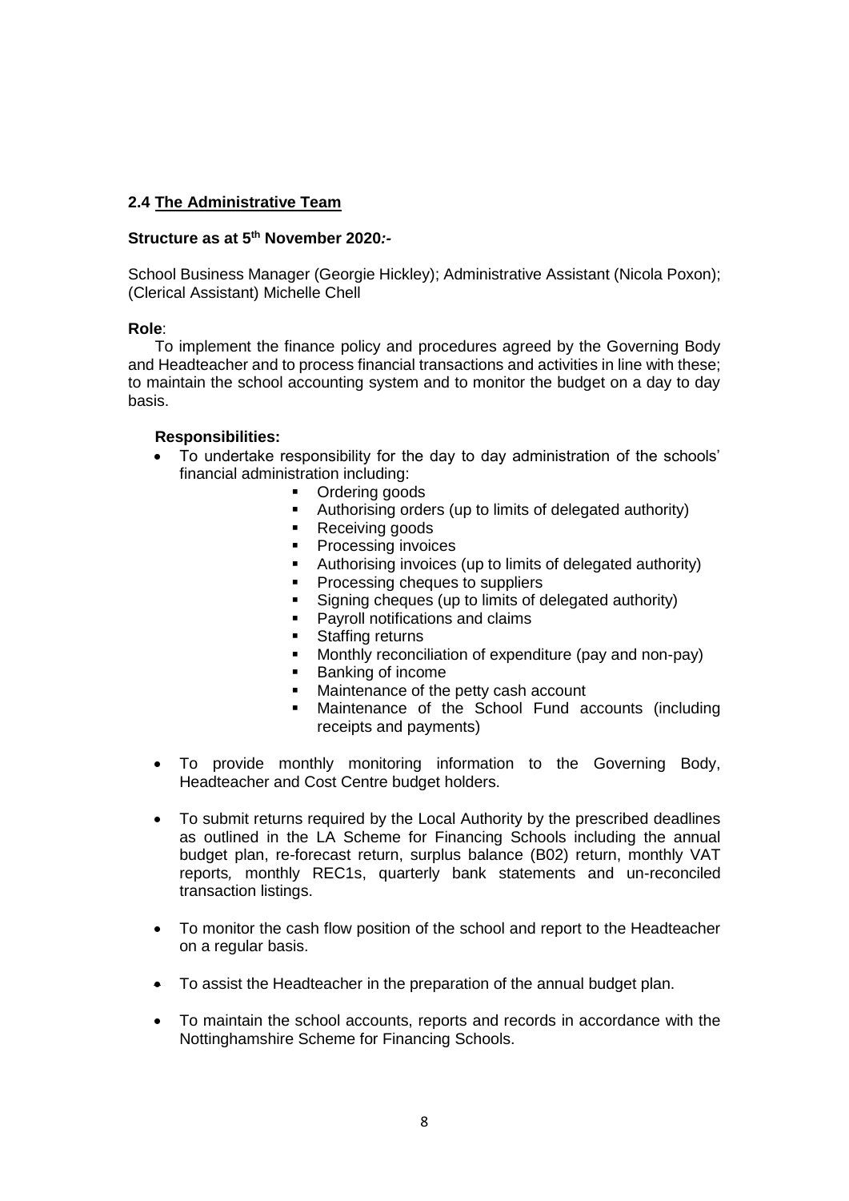## 2.4 The Administrative Team

**Structure as at 5th November 2020:-**

School Business Manager (Georgie Hickley); Administrative Assistant (Nicola Poxon); (Clerical Assistant) Michelle Chell

**Role**:

To implement the finance policy and procedures agreed by the Governing Body and Headteacher and to process financial transactions and activities in line with these; to maintain the school accounting system and to monitor the budget on a day to day basis.

**Responsibilities:**

- To undertake responsibility for the day to day administration of the schools' financial administration including:
  - Ordering goods
  - Authorising orders (up to limits of delegated authority)
  - Receiving goods
  - Processing invoices
  - Authorising invoices (up to limits of delegated authority)
  - Processing cheques to suppliers
  - Signing cheques (up to limits of delegated authority)
  - Payroll notifications and claims
  - Staffing returns
  - Monthly reconciliation of expenditure (pay and non-pay)
  - Banking of income
  - Maintenance of the petty cash account
  - Maintenance of the School Fund accounts (including receipts and payments)
- To provide monthly monitoring information to the Governing Body, Headteacher and Cost Centre budget holders.
- To submit returns required by the Local Authority by the prescribed deadlines as outlined in the LA Scheme for Financing Schools including the annual budget plan, re-forecast return, surplus balance (B02) return, monthly VAT reports, monthly REC1s, quarterly bank statements and un-reconciled transaction listings.
- To monitor the cash flow position of the school and report to the Headteacher on a regular basis.
- To assist the Headteacher in the preparation of the annual budget plan.
- To maintain the school accounts, reports and records in accordance with the Nottinghamshire Scheme for Financing Schools.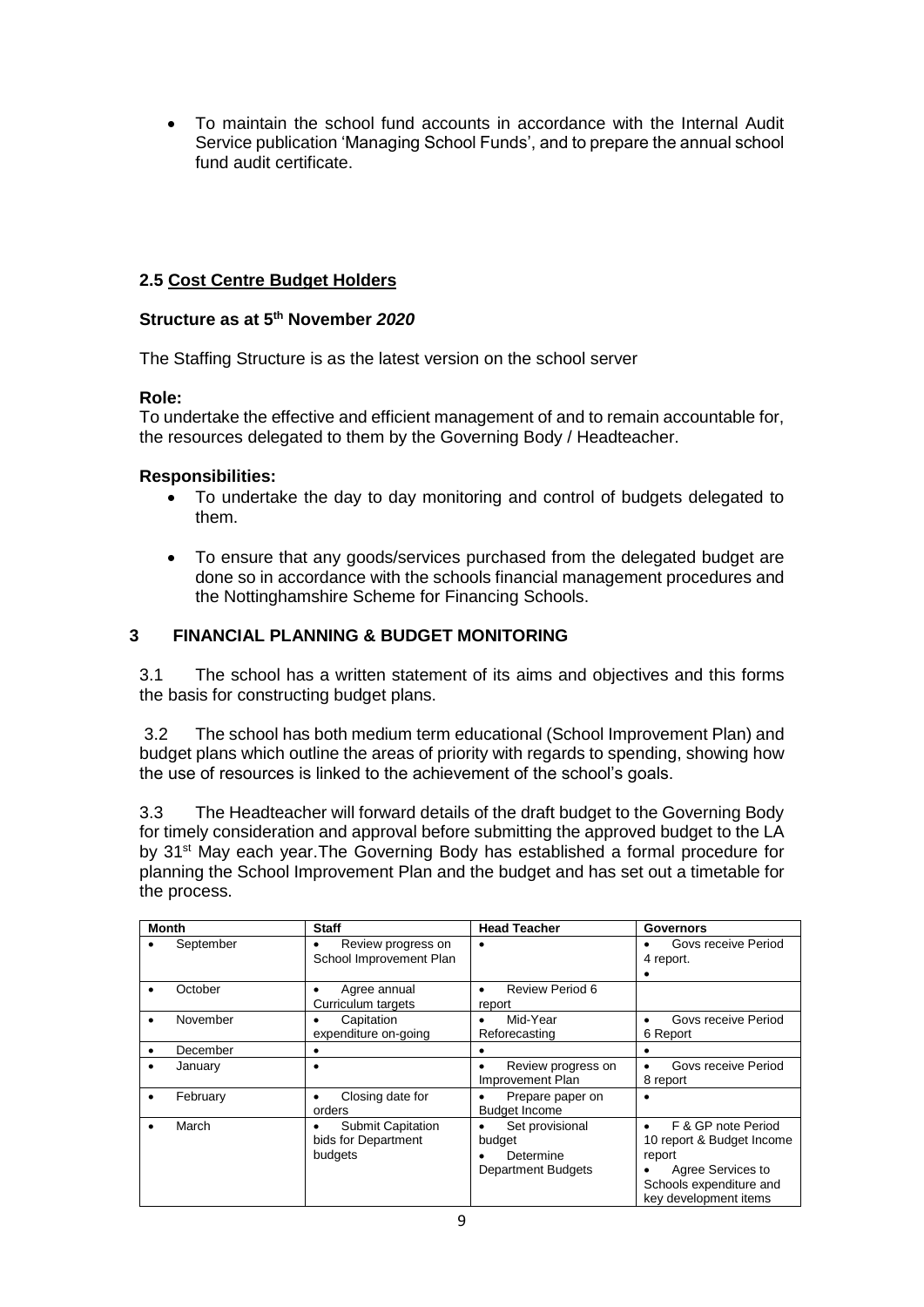- To maintain the school fund accounts in accordance with the Internal Audit Service publication 'Managing School Funds', and to prepare the annual school fund audit certificate.

### 2.5 Cost Centre Budget Holders

**Structure as at 5th November *2020***

The Staffing Structure is as the latest version on the school server

**Role:**

To undertake the effective and efficient management of and to remain accountable for, the resources delegated to them by the Governing Body / Headteacher.

**Responsibilities:**

- To undertake the day to day monitoring and control of budgets delegated to them.
- To ensure that any goods/services purchased from the delegated budget are done so in accordance with the schools financial management procedures and the Nottinghamshire Scheme for Financing Schools.

## 3 FINANCIAL PLANNING & BUDGET MONITORING

3.1 The school has a written statement of its aims and objectives and this forms the basis for constructing budget plans.

3.2 The school has both medium term educational (School Improvement Plan) and budget plans which outline the areas of priority with regards to spending, showing how the use of resources is linked to the achievement of the school's goals.

3.3 The Headteacher will forward details of the draft budget to the Governing Body for timely consideration and approval before submitting the approved budget to the LA by 31st May each year.The Governing Body has established a formal procedure for planning the School Improvement Plan and the budget and has set out a timetable for the process.

| Month | Staff | Head Teacher | Governors |
|---|---|---|---|
| • September | • Review progress on School Improvement Plan | • | • Govs receive Period 4 report.<br>• |
| • October | • Agree annual Curriculum targets | • Review Period 6 report | |
| • November | • Capitation expenditure on-going | • Mid-Year Reforecasting | • Govs receive Period 6 Report |
| • December | • | • | • |
| • January | • | • Review progress on Improvement Plan | • Govs receive Period 8 report |
| • February | • Closing date for orders | • Prepare paper on Budget Income | • |
| • March | • Submit Capitation bids for Department budgets | • Set provisional budget<br>• Determine Department Budgets | • F & GP note Period 10 report & Budget Income report<br>• Agree Services to Schools expenditure and key development items |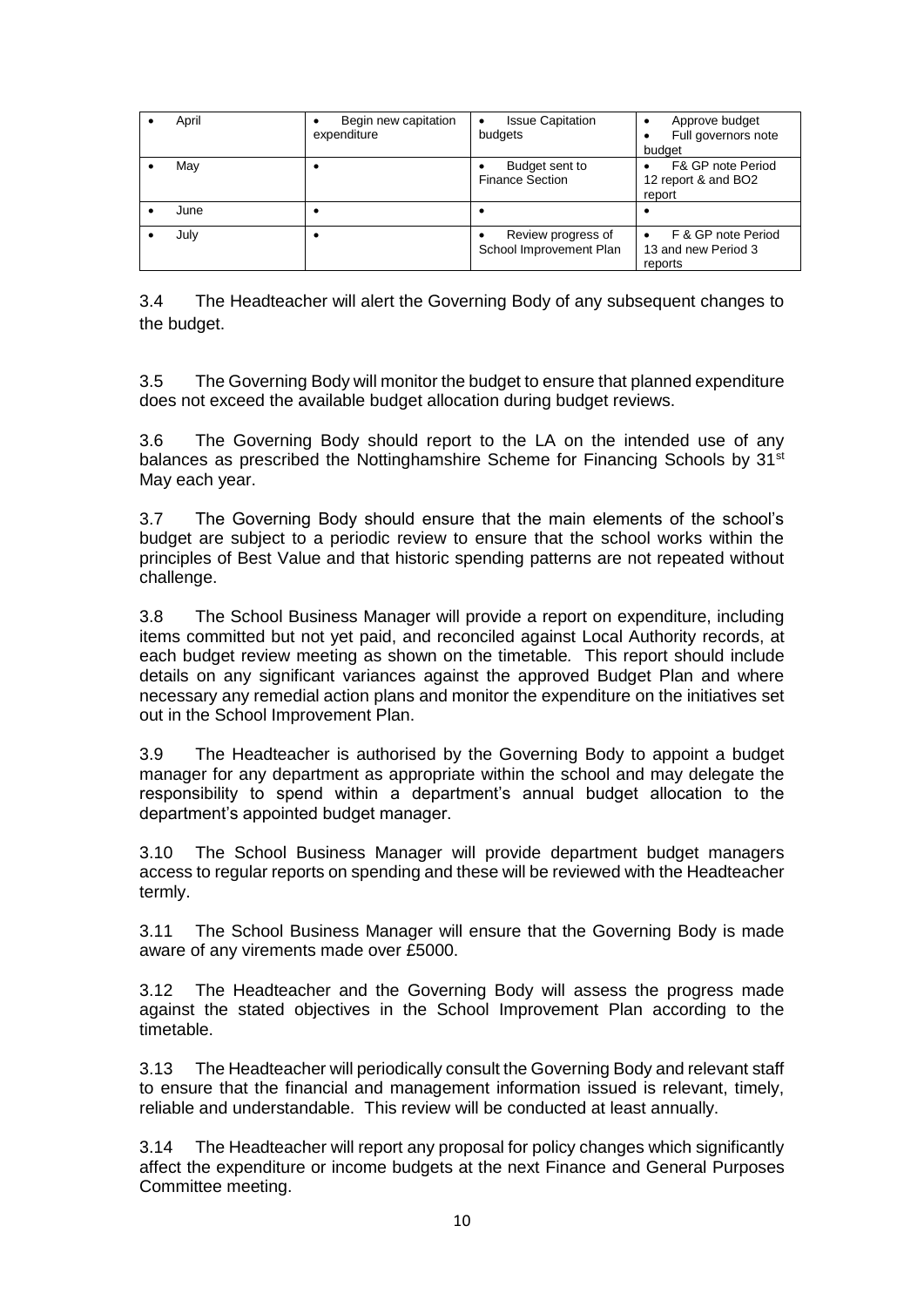| | | | |
|---|---|---|---|
| • April | • Begin new capitation expenditure | • Issue Capitation budgets | • Approve budget<br>• Full governors note budget |
| • May | • | • Budget sent to Finance Section | • F& GP note Period 12 report & and BO2 report |
| • June | • | • | • |
| • July | • | • Review progress of School Improvement Plan | • F & GP note Period 13 and new Period 3 reports |

3.4 The Headteacher will alert the Governing Body of any subsequent changes to the budget.

3.5 The Governing Body will monitor the budget to ensure that planned expenditure does not exceed the available budget allocation during budget reviews.

3.6 The Governing Body should report to the LA on the intended use of any balances as prescribed the Nottinghamshire Scheme for Financing Schools by 31st May each year.

3.7 The Governing Body should ensure that the main elements of the school's budget are subject to a periodic review to ensure that the school works within the principles of Best Value and that historic spending patterns are not repeated without challenge.

3.8 The School Business Manager will provide a report on expenditure, including items committed but not yet paid, and reconciled against Local Authority records, at each budget review meeting as shown on the timetable. This report should include details on any significant variances against the approved Budget Plan and where necessary any remedial action plans and monitor the expenditure on the initiatives set out in the School Improvement Plan.

3.9 The Headteacher is authorised by the Governing Body to appoint a budget manager for any department as appropriate within the school and may delegate the responsibility to spend within a department's annual budget allocation to the department's appointed budget manager.

3.10 The School Business Manager will provide department budget managers access to regular reports on spending and these will be reviewed with the Headteacher termly.

3.11 The School Business Manager will ensure that the Governing Body is made aware of any virements made over £5000.

3.12 The Headteacher and the Governing Body will assess the progress made against the stated objectives in the School Improvement Plan according to the timetable.

3.13 The Headteacher will periodically consult the Governing Body and relevant staff to ensure that the financial and management information issued is relevant, timely, reliable and understandable. This review will be conducted at least annually.

3.14 The Headteacher will report any proposal for policy changes which significantly affect the expenditure or income budgets at the next Finance and General Purposes Committee meeting.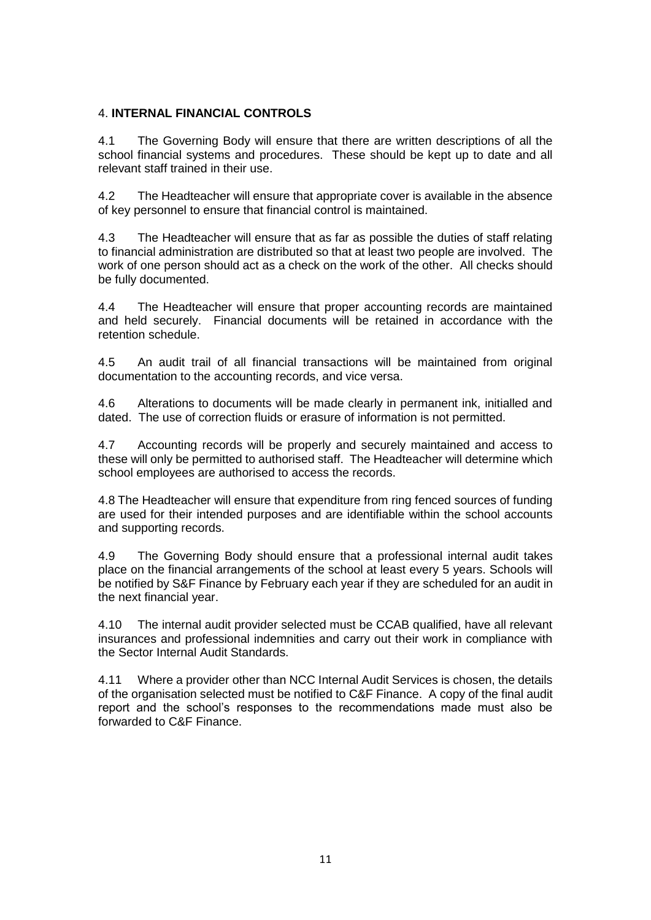## 4. **INTERNAL FINANCIAL CONTROLS**

4.1 The Governing Body will ensure that there are written descriptions of all the school financial systems and procedures. These should be kept up to date and all relevant staff trained in their use.

4.2 The Headteacher will ensure that appropriate cover is available in the absence of key personnel to ensure that financial control is maintained.

4.3 The Headteacher will ensure that as far as possible the duties of staff relating to financial administration are distributed so that at least two people are involved. The work of one person should act as a check on the work of the other. All checks should be fully documented.

4.4 The Headteacher will ensure that proper accounting records are maintained and held securely. Financial documents will be retained in accordance with the retention schedule.

4.5 An audit trail of all financial transactions will be maintained from original documentation to the accounting records, and vice versa.

4.6 Alterations to documents will be made clearly in permanent ink, initialled and dated. The use of correction fluids or erasure of information is not permitted.

4.7 Accounting records will be properly and securely maintained and access to these will only be permitted to authorised staff. The Headteacher will determine which school employees are authorised to access the records.

4.8 The Headteacher will ensure that expenditure from ring fenced sources of funding are used for their intended purposes and are identifiable within the school accounts and supporting records.

4.9 The Governing Body should ensure that a professional internal audit takes place on the financial arrangements of the school at least every 5 years. Schools will be notified by S&F Finance by February each year if they are scheduled for an audit in the next financial year.

4.10 The internal audit provider selected must be CCAB qualified, have all relevant insurances and professional indemnities and carry out their work in compliance with the Sector Internal Audit Standards.

4.11 Where a provider other than NCC Internal Audit Services is chosen, the details of the organisation selected must be notified to C&F Finance. A copy of the final audit report and the school's responses to the recommendations made must also be forwarded to C&F Finance.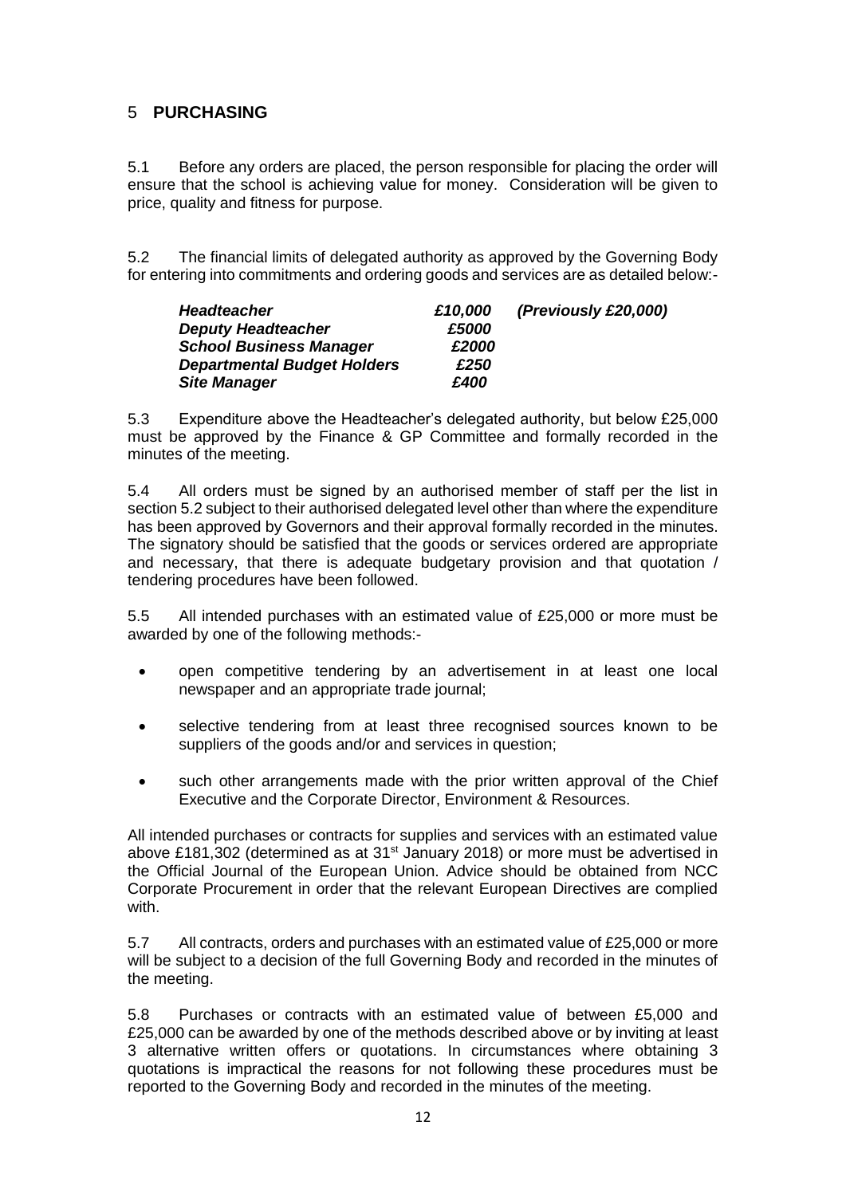## 5 **PURCHASING**

5.1 Before any orders are placed, the person responsible for placing the order will ensure that the school is achieving value for money. Consideration will be given to price, quality and fitness for purpose.

5.2 The financial limits of delegated authority as approved by the Governing Body for entering into commitments and ordering goods and services are as detailed below:-

| | | |
|---|---|---|
| ***Headteacher*** | ***£10,000*** | ***(Previously £20,000)*** |
| ***Deputy Headteacher*** | ***£5000*** | |
| ***School Business Manager*** | ***£2000*** | |
| ***Departmental Budget Holders*** | ***£250*** | |
| ***Site Manager*** | ***£400*** | |

5.3 Expenditure above the Headteacher's delegated authority, but below £25,000 must be approved by the Finance & GP Committee and formally recorded in the minutes of the meeting.

5.4 All orders must be signed by an authorised member of staff per the list in section 5.2 subject to their authorised delegated level other than where the expenditure has been approved by Governors and their approval formally recorded in the minutes. The signatory should be satisfied that the goods or services ordered are appropriate and necessary, that there is adequate budgetary provision and that quotation / tendering procedures have been followed.

5.5 All intended purchases with an estimated value of £25,000 or more must be awarded by one of the following methods:-

- open competitive tendering by an advertisement in at least one local newspaper and an appropriate trade journal;
- selective tendering from at least three recognised sources known to be suppliers of the goods and/or and services in question;
- such other arrangements made with the prior written approval of the Chief Executive and the Corporate Director, Environment & Resources.

All intended purchases or contracts for supplies and services with an estimated value above £181,302 (determined as at 31st January 2018) or more must be advertised in the Official Journal of the European Union. Advice should be obtained from NCC Corporate Procurement in order that the relevant European Directives are complied with.

5.7 All contracts, orders and purchases with an estimated value of £25,000 or more will be subject to a decision of the full Governing Body and recorded in the minutes of the meeting.

5.8 Purchases or contracts with an estimated value of between £5,000 and £25,000 can be awarded by one of the methods described above or by inviting at least 3 alternative written offers or quotations. In circumstances where obtaining 3 quotations is impractical the reasons for not following these procedures must be reported to the Governing Body and recorded in the minutes of the meeting.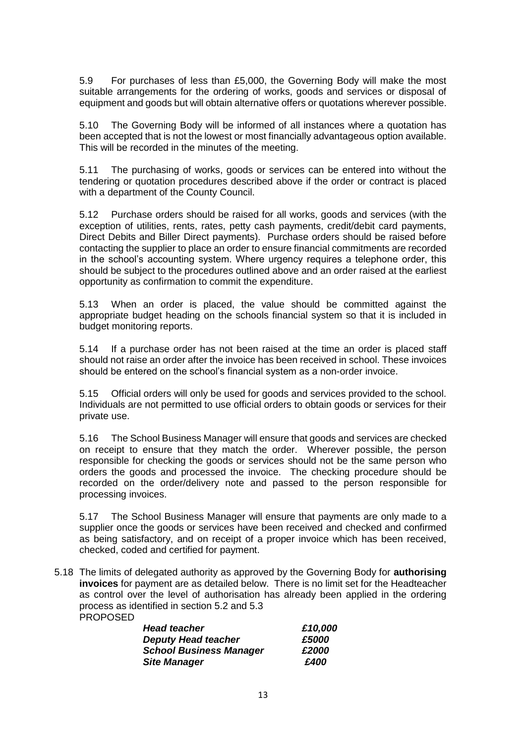5.9 For purchases of less than £5,000, the Governing Body will make the most suitable arrangements for the ordering of works, goods and services or disposal of equipment and goods but will obtain alternative offers or quotations wherever possible.

5.10 The Governing Body will be informed of all instances where a quotation has been accepted that is not the lowest or most financially advantageous option available. This will be recorded in the minutes of the meeting.

5.11 The purchasing of works, goods or services can be entered into without the tendering or quotation procedures described above if the order or contract is placed with a department of the County Council.

5.12 Purchase orders should be raised for all works, goods and services (with the exception of utilities, rents, rates, petty cash payments, credit/debit card payments, Direct Debits and Biller Direct payments). Purchase orders should be raised before contacting the supplier to place an order to ensure financial commitments are recorded in the school's accounting system. Where urgency requires a telephone order, this should be subject to the procedures outlined above and an order raised at the earliest opportunity as confirmation to commit the expenditure.

5.13 When an order is placed, the value should be committed against the appropriate budget heading on the schools financial system so that it is included in budget monitoring reports.

5.14 If a purchase order has not been raised at the time an order is placed staff should not raise an order after the invoice has been received in school. These invoices should be entered on the school's financial system as a non-order invoice.

5.15 Official orders will only be used for goods and services provided to the school. Individuals are not permitted to use official orders to obtain goods or services for their private use.

5.16 The School Business Manager will ensure that goods and services are checked on receipt to ensure that they match the order. Wherever possible, the person responsible for checking the goods or services should not be the same person who orders the goods and processed the invoice. The checking procedure should be recorded on the order/delivery note and passed to the person responsible for processing invoices.

5.17 The School Business Manager will ensure that payments are only made to a supplier once the goods or services have been received and checked and confirmed as being satisfactory, and on receipt of a proper invoice which has been received, checked, coded and certified for payment.

5.18 The limits of delegated authority as approved by the Governing Body for **authorising invoices** for payment are as detailed below. There is no limit set for the Headteacher as control over the level of authorisation has already been applied in the ordering process as identified in section 5.2 and 5.3

PROPOSED

| | |
|---|---|
| ***Head teacher*** | ***£10,000*** |
| ***Deputy Head teacher*** | ***£5000*** |
| ***School Business Manager*** | ***£2000*** |
| ***Site Manager*** | ***£400*** |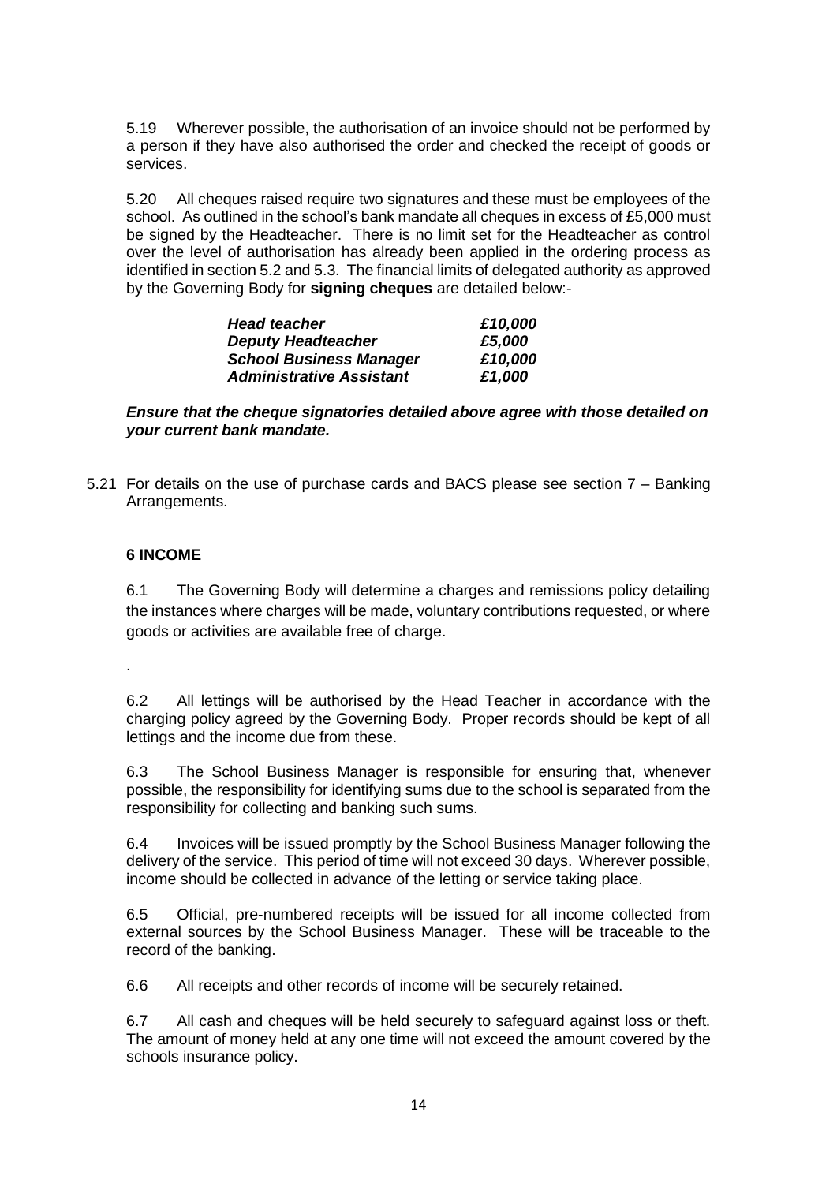5.19 Wherever possible, the authorisation of an invoice should not be performed by a person if they have also authorised the order and checked the receipt of goods or services.

5.20 All cheques raised require two signatures and these must be employees of the school. As outlined in the school's bank mandate all cheques in excess of £5,000 must be signed by the Headteacher. There is no limit set for the Headteacher as control over the level of authorisation has already been applied in the ordering process as identified in section 5.2 and 5.3. The financial limits of delegated authority as approved by the Governing Body for **signing cheques** are detailed below:-

| | |
|---|---|
| ***Head teacher*** | ***£10,000*** |
| ***Deputy Headteacher*** | ***£5,000*** |
| ***School Business Manager*** | ***£10,000*** |
| ***Administrative Assistant*** | ***£1,000*** |

***Ensure that the cheque signatories detailed above agree with those detailed on your current bank mandate.***

5.21 For details on the use of purchase cards and BACS please see section 7 – Banking Arrangements.

## 6 INCOME

6.1 The Governing Body will determine a charges and remissions policy detailing the instances where charges will be made, voluntary contributions requested, or where goods or activities are available free of charge.

.

6.2 All lettings will be authorised by the Head Teacher in accordance with the charging policy agreed by the Governing Body. Proper records should be kept of all lettings and the income due from these.

6.3 The School Business Manager is responsible for ensuring that, whenever possible, the responsibility for identifying sums due to the school is separated from the responsibility for collecting and banking such sums.

6.4 Invoices will be issued promptly by the School Business Manager following the delivery of the service. This period of time will not exceed 30 days. Wherever possible, income should be collected in advance of the letting or service taking place.

6.5 Official, pre-numbered receipts will be issued for all income collected from external sources by the School Business Manager. These will be traceable to the record of the banking.

6.6 All receipts and other records of income will be securely retained.

6.7 All cash and cheques will be held securely to safeguard against loss or theft. The amount of money held at any one time will not exceed the amount covered by the schools insurance policy.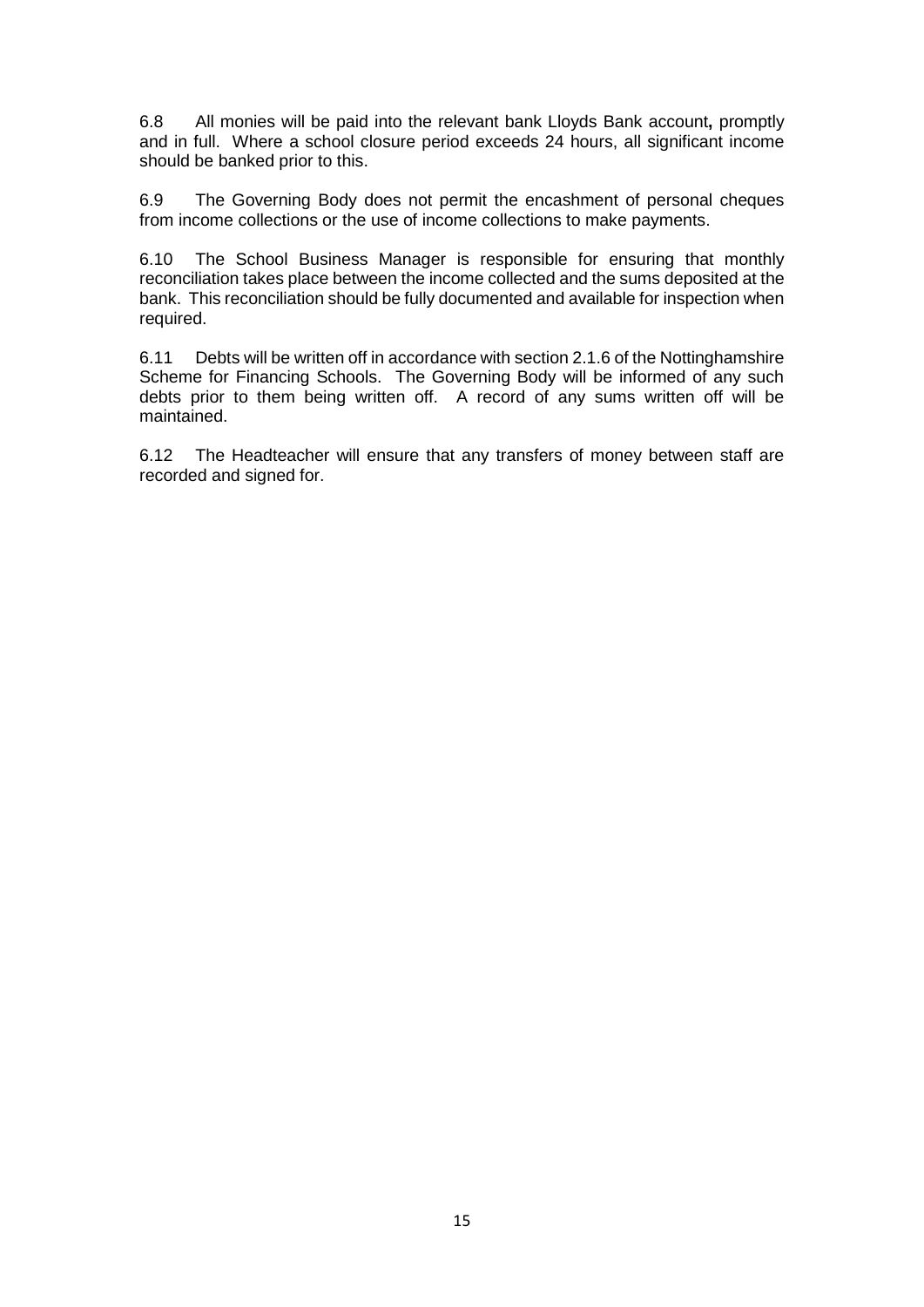6.8 All monies will be paid into the relevant bank Lloyds Bank account**,** promptly and in full. Where a school closure period exceeds 24 hours, all significant income should be banked prior to this.

6.9 The Governing Body does not permit the encashment of personal cheques from income collections or the use of income collections to make payments.

6.10 The School Business Manager is responsible for ensuring that monthly reconciliation takes place between the income collected and the sums deposited at the bank. This reconciliation should be fully documented and available for inspection when required.

6.11 Debts will be written off in accordance with section 2.1.6 of the Nottinghamshire Scheme for Financing Schools. The Governing Body will be informed of any such debts prior to them being written off. A record of any sums written off will be maintained.

6.12 The Headteacher will ensure that any transfers of money between staff are recorded and signed for.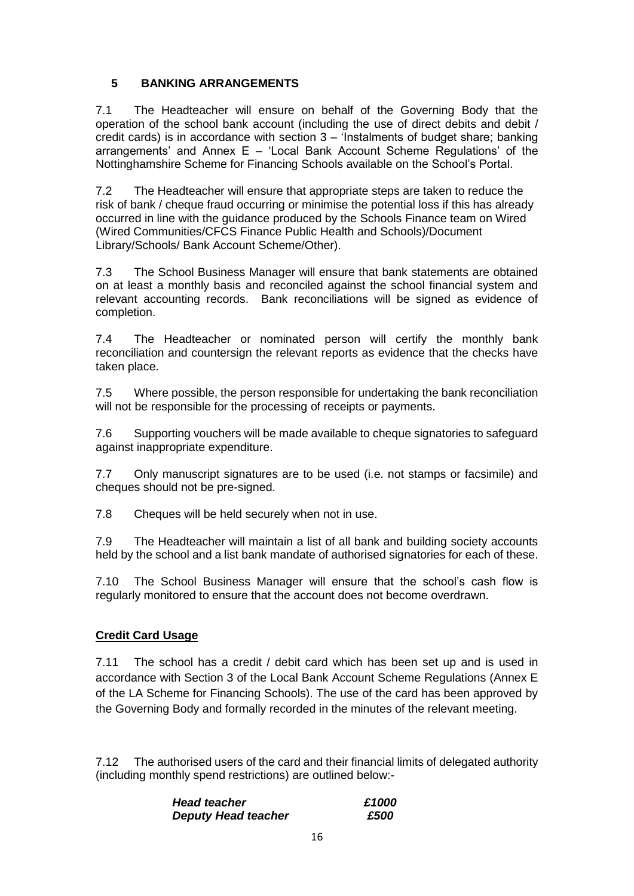## 5 BANKING ARRANGEMENTS

7.1 The Headteacher will ensure on behalf of the Governing Body that the operation of the school bank account (including the use of direct debits and debit / credit cards) is in accordance with section 3 – 'Instalments of budget share; banking arrangements' and Annex E – 'Local Bank Account Scheme Regulations' of the Nottinghamshire Scheme for Financing Schools available on the School's Portal.

7.2 The Headteacher will ensure that appropriate steps are taken to reduce the risk of bank / cheque fraud occurring or minimise the potential loss if this has already occurred in line with the guidance produced by the Schools Finance team on Wired (Wired Communities/CFCS Finance Public Health and Schools)/Document Library/Schools/ Bank Account Scheme/Other).

7.3 The School Business Manager will ensure that bank statements are obtained on at least a monthly basis and reconciled against the school financial system and relevant accounting records. Bank reconciliations will be signed as evidence of completion.

7.4 The Headteacher or nominated person will certify the monthly bank reconciliation and countersign the relevant reports as evidence that the checks have taken place.

7.5 Where possible, the person responsible for undertaking the bank reconciliation will not be responsible for the processing of receipts or payments.

7.6 Supporting vouchers will be made available to cheque signatories to safeguard against inappropriate expenditure.

7.7 Only manuscript signatures are to be used (i.e. not stamps or facsimile) and cheques should not be pre-signed.

7.8 Cheques will be held securely when not in use.

7.9 The Headteacher will maintain a list of all bank and building society accounts held by the school and a list bank mandate of authorised signatories for each of these.

7.10 The School Business Manager will ensure that the school's cash flow is regularly monitored to ensure that the account does not become overdrawn.

**Credit Card Usage**

7.11 The school has a credit / debit card which has been set up and is used in accordance with Section 3 of the Local Bank Account Scheme Regulations (Annex E of the LA Scheme for Financing Schools). The use of the card has been approved by the Governing Body and formally recorded in the minutes of the relevant meeting.

7.12 The authorised users of the card and their financial limits of delegated authority (including monthly spend restrictions) are outlined below:-

***Head teacher*** ***£1000***
***Deputy Head teacher*** ***£500***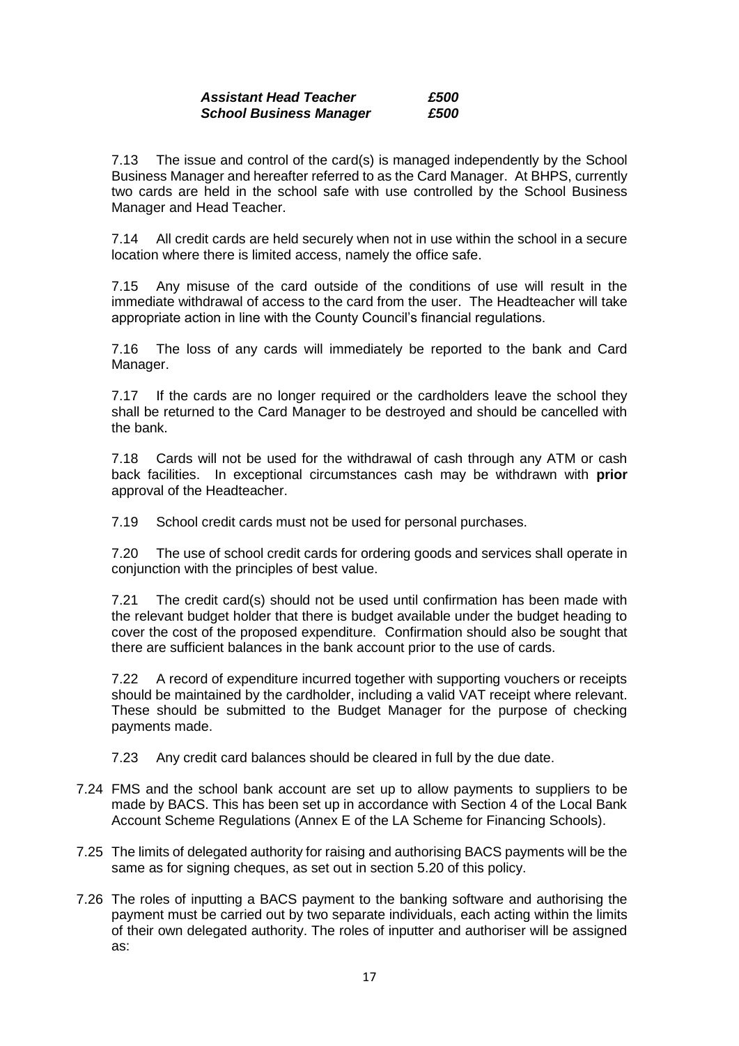| | |
|---|---|
| ***Assistant Head Teacher*** | ***£500*** |
| ***School Business Manager*** | ***£500*** |

7.13 The issue and control of the card(s) is managed independently by the School Business Manager and hereafter referred to as the Card Manager. At BHPS, currently two cards are held in the school safe with use controlled by the School Business Manager and Head Teacher.

7.14 All credit cards are held securely when not in use within the school in a secure location where there is limited access, namely the office safe.

7.15 Any misuse of the card outside of the conditions of use will result in the immediate withdrawal of access to the card from the user. The Headteacher will take appropriate action in line with the County Council's financial regulations.

7.16 The loss of any cards will immediately be reported to the bank and Card Manager.

7.17 If the cards are no longer required or the cardholders leave the school they shall be returned to the Card Manager to be destroyed and should be cancelled with the bank.

7.18 Cards will not be used for the withdrawal of cash through any ATM or cash back facilities. In exceptional circumstances cash may be withdrawn with **prior** approval of the Headteacher.

7.19 School credit cards must not be used for personal purchases.

7.20 The use of school credit cards for ordering goods and services shall operate in conjunction with the principles of best value.

7.21 The credit card(s) should not be used until confirmation has been made with the relevant budget holder that there is budget available under the budget heading to cover the cost of the proposed expenditure. Confirmation should also be sought that there are sufficient balances in the bank account prior to the use of cards.

7.22 A record of expenditure incurred together with supporting vouchers or receipts should be maintained by the cardholder, including a valid VAT receipt where relevant. These should be submitted to the Budget Manager for the purpose of checking payments made.

7.23 Any credit card balances should be cleared in full by the due date.

7.24 FMS and the school bank account are set up to allow payments to suppliers to be made by BACS. This has been set up in accordance with Section 4 of the Local Bank Account Scheme Regulations (Annex E of the LA Scheme for Financing Schools).

7.25 The limits of delegated authority for raising and authorising BACS payments will be the same as for signing cheques, as set out in section 5.20 of this policy.

7.26 The roles of inputting a BACS payment to the banking software and authorising the payment must be carried out by two separate individuals, each acting within the limits of their own delegated authority. The roles of inputter and authoriser will be assigned as: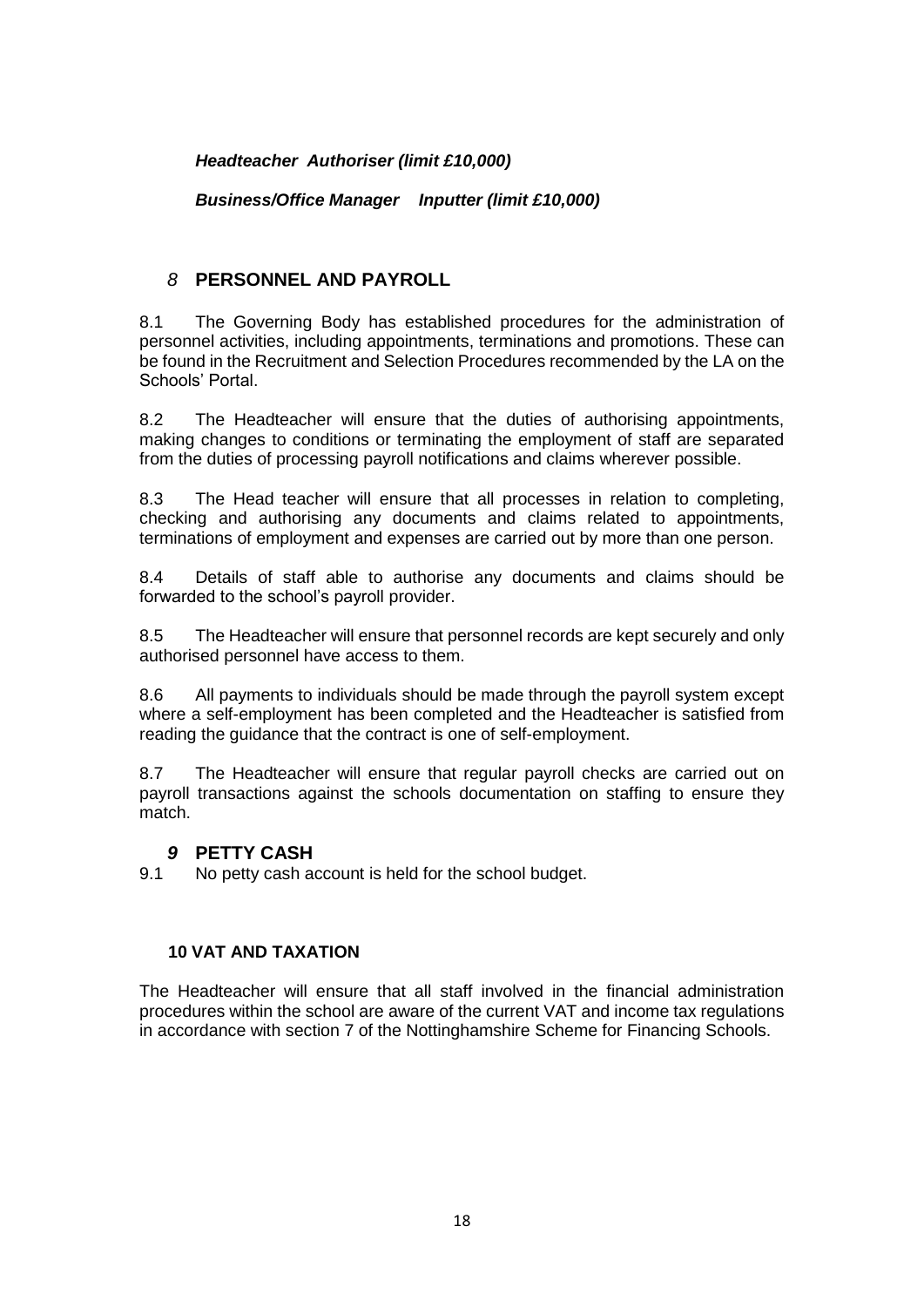***Headteacher Authoriser (limit £10,000)***

***Business/Office Manager Inputter (limit £10,000)***

## *8* PERSONNEL AND PAYROLL

8.1 The Governing Body has established procedures for the administration of personnel activities, including appointments, terminations and promotions. These can be found in the Recruitment and Selection Procedures recommended by the LA on the Schools' Portal.

8.2 The Headteacher will ensure that the duties of authorising appointments, making changes to conditions or terminating the employment of staff are separated from the duties of processing payroll notifications and claims wherever possible.

8.3 The Head teacher will ensure that all processes in relation to completing, checking and authorising any documents and claims related to appointments, terminations of employment and expenses are carried out by more than one person.

8.4 Details of staff able to authorise any documents and claims should be forwarded to the school's payroll provider.

8.5 The Headteacher will ensure that personnel records are kept securely and only authorised personnel have access to them.

8.6 All payments to individuals should be made through the payroll system except where a self-employment has been completed and the Headteacher is satisfied from reading the guidance that the contract is one of self-employment.

8.7 The Headteacher will ensure that regular payroll checks are carried out on payroll transactions against the schools documentation on staffing to ensure they match.

## *9* PETTY CASH

9.1 No petty cash account is held for the school budget.

## 10 VAT AND TAXATION

The Headteacher will ensure that all staff involved in the financial administration procedures within the school are aware of the current VAT and income tax regulations in accordance with section 7 of the Nottinghamshire Scheme for Financing Schools.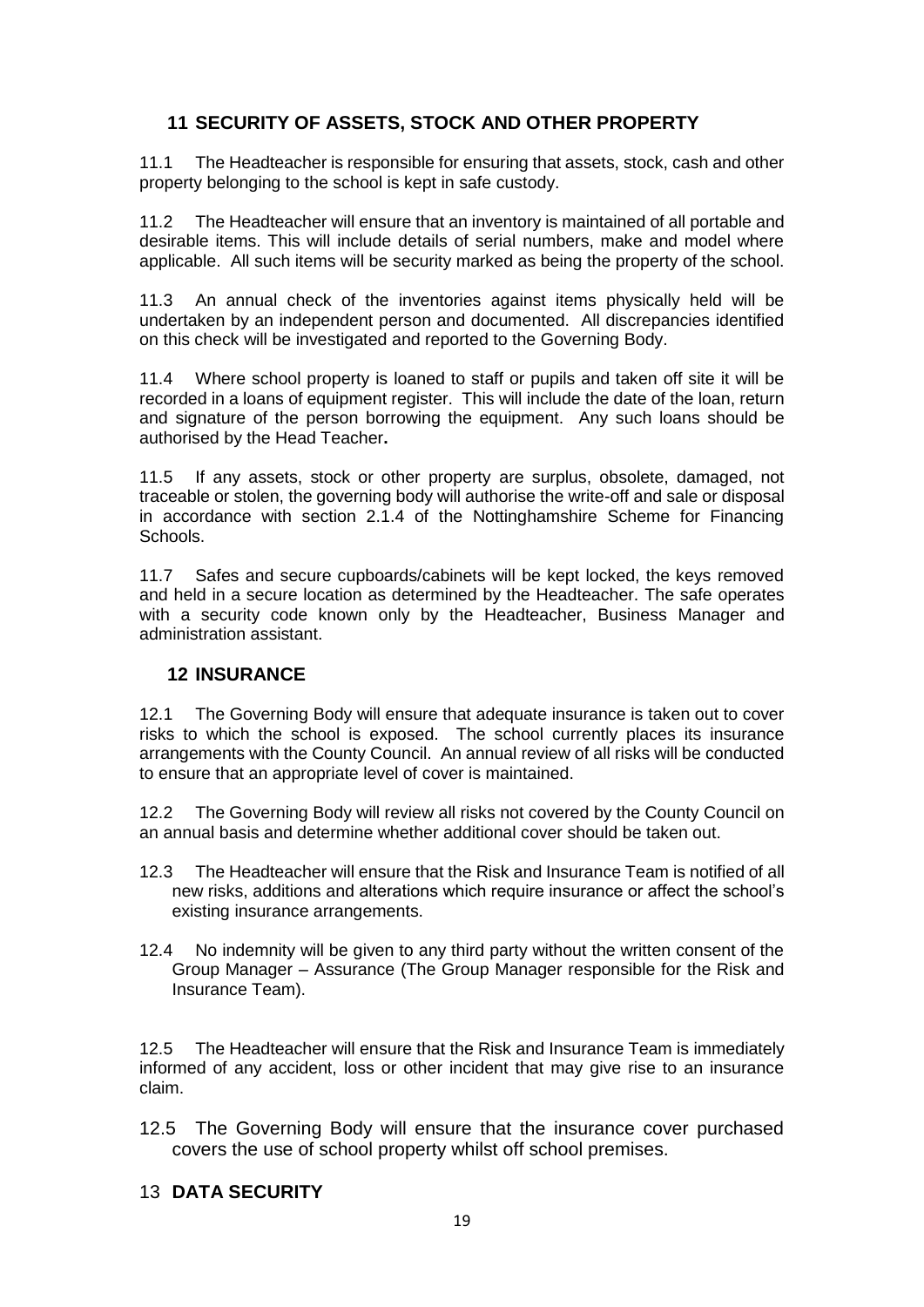## 11 SECURITY OF ASSETS, STOCK AND OTHER PROPERTY

11.1 The Headteacher is responsible for ensuring that assets, stock, cash and other property belonging to the school is kept in safe custody.

11.2 The Headteacher will ensure that an inventory is maintained of all portable and desirable items. This will include details of serial numbers, make and model where applicable. All such items will be security marked as being the property of the school.

11.3 An annual check of the inventories against items physically held will be undertaken by an independent person and documented. All discrepancies identified on this check will be investigated and reported to the Governing Body.

11.4 Where school property is loaned to staff or pupils and taken off site it will be recorded in a loans of equipment register. This will include the date of the loan, return and signature of the person borrowing the equipment. Any such loans should be authorised by the Head Teacher**.**

11.5 If any assets, stock or other property are surplus, obsolete, damaged, not traceable or stolen, the governing body will authorise the write-off and sale or disposal in accordance with section 2.1.4 of the Nottinghamshire Scheme for Financing Schools.

11.7 Safes and secure cupboards/cabinets will be kept locked, the keys removed and held in a secure location as determined by the Headteacher. The safe operates with a security code known only by the Headteacher, Business Manager and administration assistant.

## 12 INSURANCE

12.1 The Governing Body will ensure that adequate insurance is taken out to cover risks to which the school is exposed. The school currently places its insurance arrangements with the County Council. An annual review of all risks will be conducted to ensure that an appropriate level of cover is maintained.

12.2 The Governing Body will review all risks not covered by the County Council on an annual basis and determine whether additional cover should be taken out.

12.3 The Headteacher will ensure that the Risk and Insurance Team is notified of all new risks, additions and alterations which require insurance or affect the school's existing insurance arrangements.

12.4 No indemnity will be given to any third party without the written consent of the Group Manager – Assurance (The Group Manager responsible for the Risk and Insurance Team).

12.5 The Headteacher will ensure that the Risk and Insurance Team is immediately informed of any accident, loss or other incident that may give rise to an insurance claim.

12.5 The Governing Body will ensure that the insurance cover purchased covers the use of school property whilst off school premises.

## 13 DATA SECURITY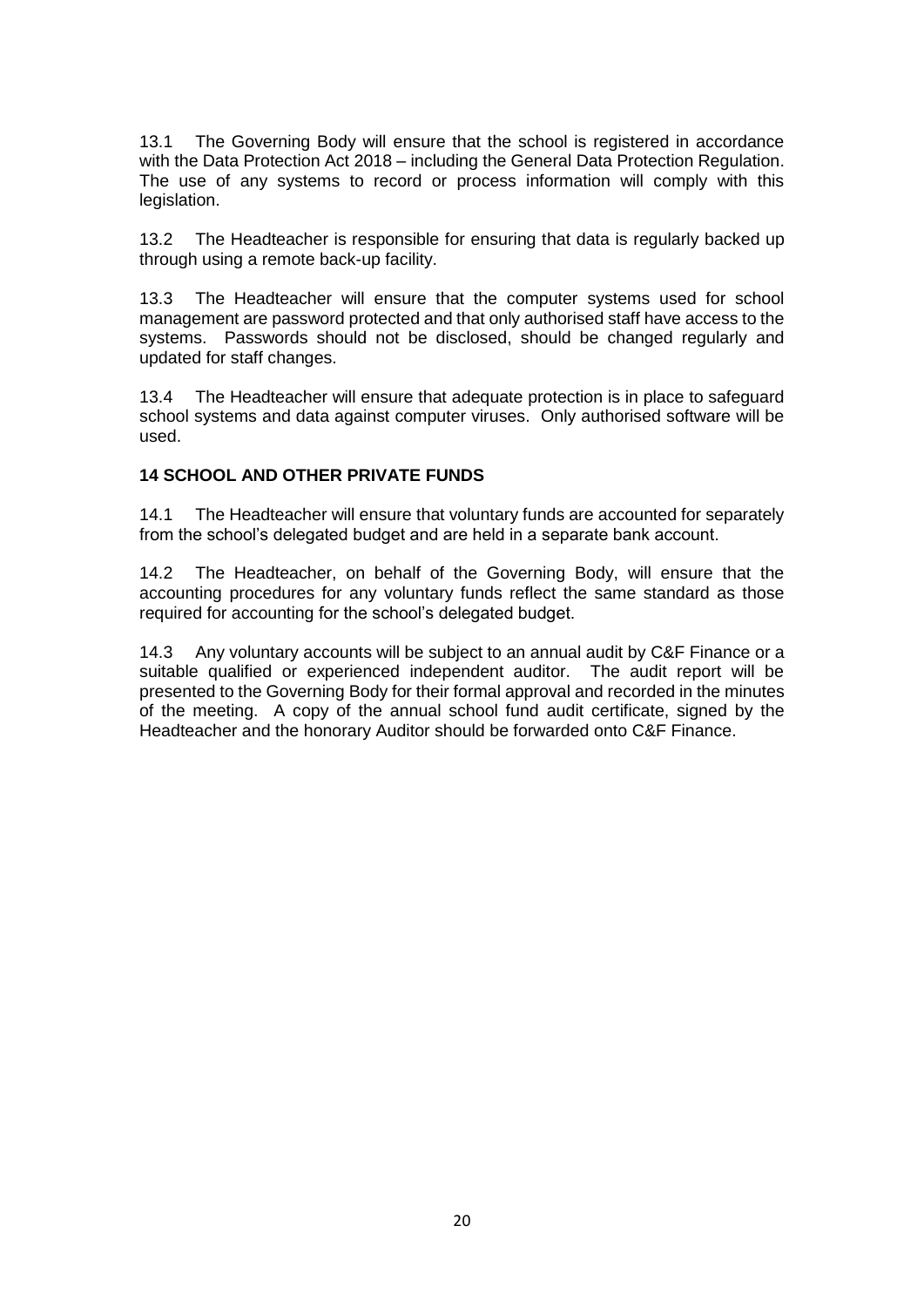13.1 The Governing Body will ensure that the school is registered in accordance with the Data Protection Act 2018 – including the General Data Protection Regulation. The use of any systems to record or process information will comply with this legislation.

13.2 The Headteacher is responsible for ensuring that data is regularly backed up through using a remote back-up facility.

13.3 The Headteacher will ensure that the computer systems used for school management are password protected and that only authorised staff have access to the systems. Passwords should not be disclosed, should be changed regularly and updated for staff changes.

13.4 The Headteacher will ensure that adequate protection is in place to safeguard school systems and data against computer viruses. Only authorised software will be used.

## 14 SCHOOL AND OTHER PRIVATE FUNDS

14.1 The Headteacher will ensure that voluntary funds are accounted for separately from the school's delegated budget and are held in a separate bank account.

14.2 The Headteacher, on behalf of the Governing Body, will ensure that the accounting procedures for any voluntary funds reflect the same standard as those required for accounting for the school's delegated budget.

14.3 Any voluntary accounts will be subject to an annual audit by C&F Finance or a suitable qualified or experienced independent auditor. The audit report will be presented to the Governing Body for their formal approval and recorded in the minutes of the meeting. A copy of the annual school fund audit certificate, signed by the Headteacher and the honorary Auditor should be forwarded onto C&F Finance.